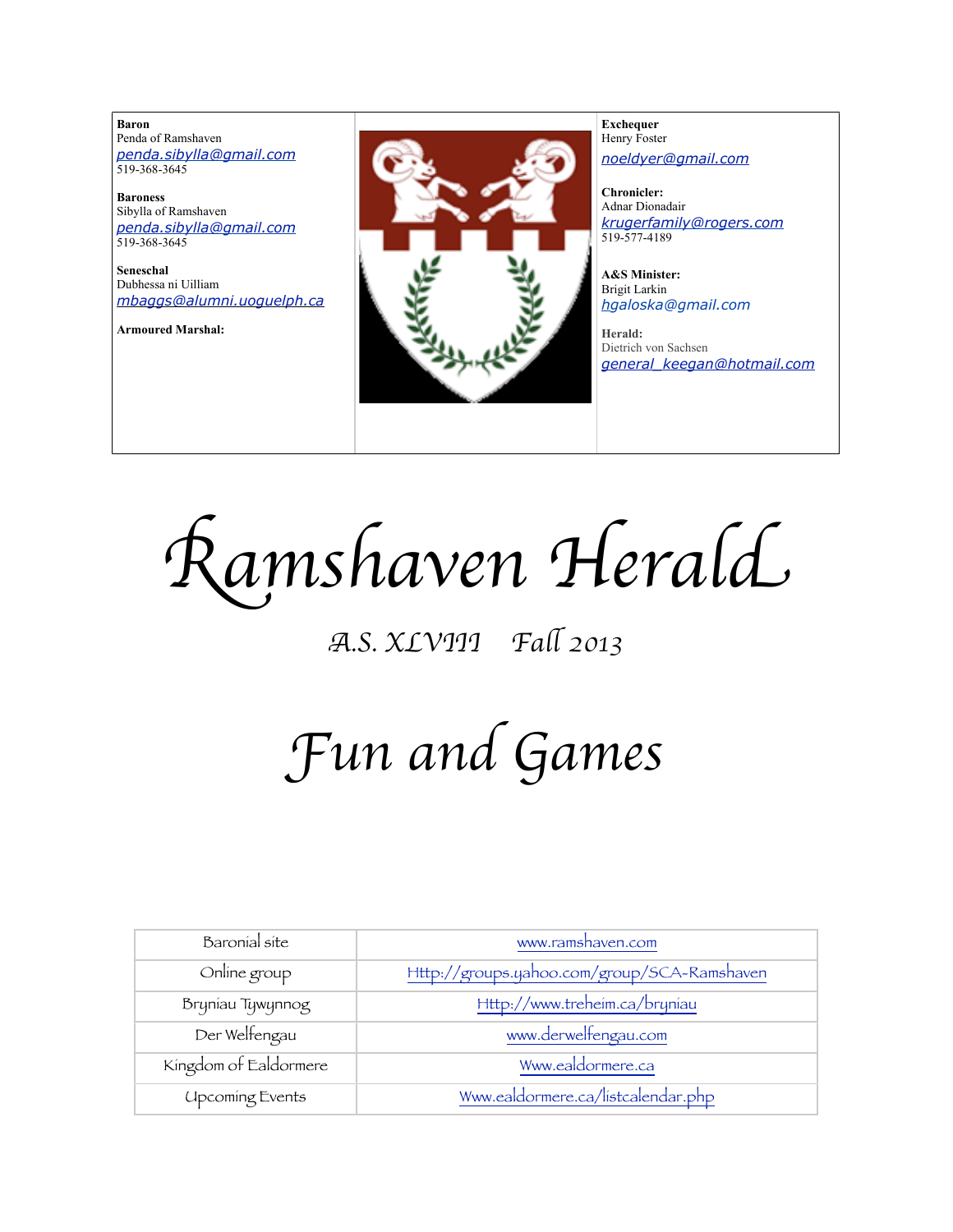**Baron**
Penda of Ramshaven
penda.sibylla@gmail.com
519-368-3645

**Baroness**
Sibylla of Ramshaven
penda.sibylla@gmail.com
519-368-3645

**Seneschal**
Dubhessa ni Uilliam
mbaggs@alumni.uoguelph.ca

**Armoured Marshal:**

**Exchequer**
Henry Foster
noeldyer@gmail.com

**Chronicler:**
Adnar Dionadair
krugerfamily@rogers.com
519-577-4189

**A&S Minister:**
Brigit Larkin
hgaloska@gmail.com

**Herald:**
Dietrich von Sachsen
general_keegan@hotmail.com

# Ramshaven Herald

*A.S. XLVIII Fall 2013*

# Fun and Games

| Baronial site | www.ramshaven.com |
| --- | --- |
| Online group | Http://groups.yahoo.com/group/SCA-Ramshaven |
| Bryniau Tywynnog | Http://www.treheim.ca/bryniau |
| Der Welfengau | www.derwelfengau.com |
| Kingdom of Ealdormere | Www.ealdormere.ca |
| Upcoming Events | Www.ealdormere.ca/listcalendar.php |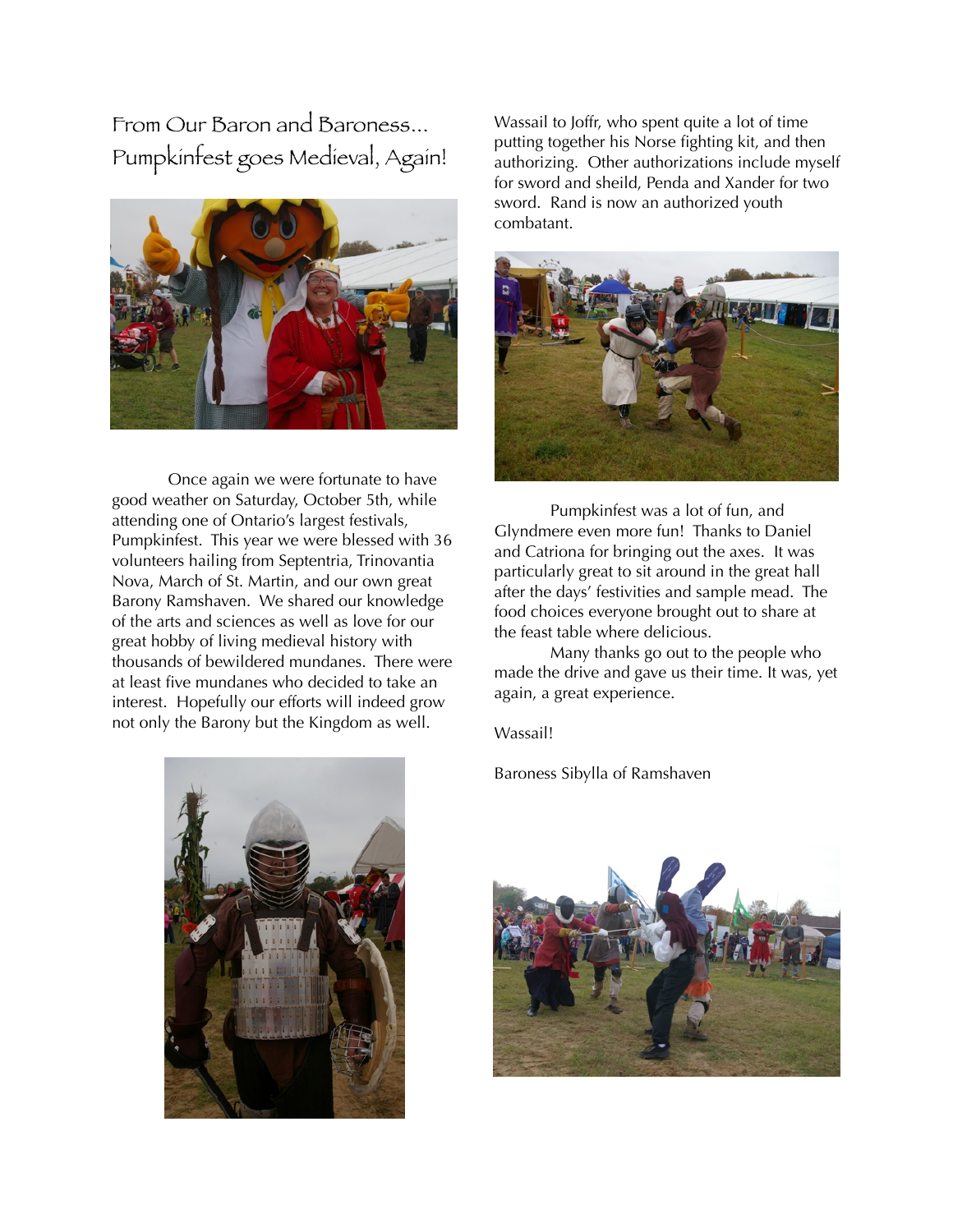# From Our Baron and Baroness... Pumpkinfest goes Medieval, Again!

Once again we were fortunate to have good weather on Saturday, October 5th, while attending one of Ontario's largest festivals, Pumpkinfest. This year we were blessed with 36 volunteers hailing from Septentria, Trinovantia Nova, March of St. Martin, and our own great Barony Ramshaven. We shared our knowledge of the arts and sciences as well as love for our great hobby of living medieval history with thousands of bewildered mundanes. There were at least five mundanes who decided to take an interest. Hopefully our efforts will indeed grow not only the Barony but the Kingdom as well.

Wassail to Joffr, who spent quite a lot of time putting together his Norse fighting kit, and then authorizing. Other authorizations include myself for sword and sheild, Penda and Xander for two sword. Rand is now an authorized youth combatant.

Pumpkinfest was a lot of fun, and Glyndmere even more fun! Thanks to Daniel and Catriona for bringing out the axes. It was particularly great to sit around in the great hall after the days' festivities and sample mead. The food choices everyone brought out to share at the feast table where delicious.

Many thanks go out to the people who made the drive and gave us their time. It was, yet again, a great experience.

Wassail!

Baroness Sibylla of Ramshaven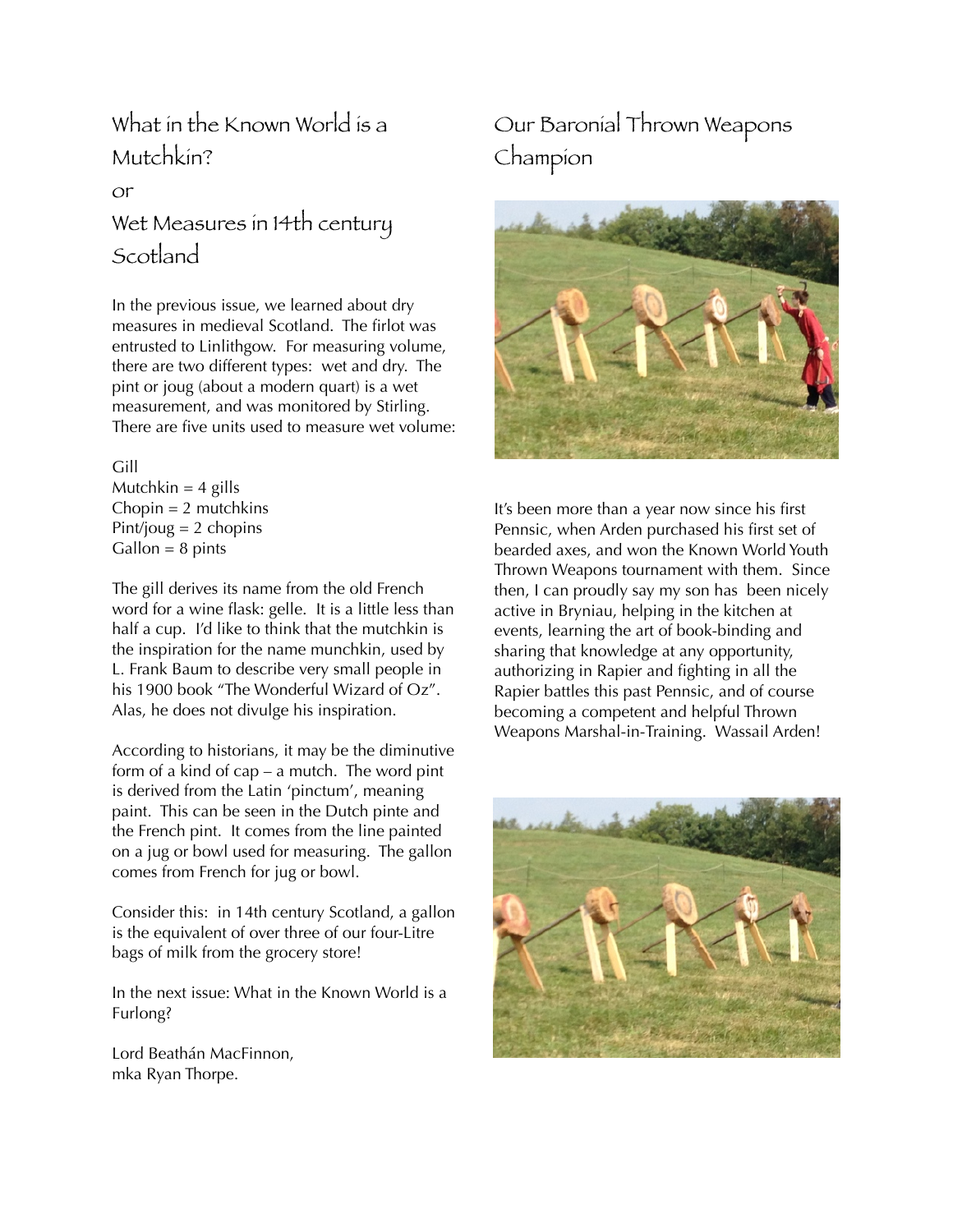## What in the Known World is a Mutchkin?

or

## Wet Measures in 14th century Scotland

In the previous issue, we learned about dry measures in medieval Scotland. The firlot was entrusted to Linlithgow. For measuring volume, there are two different types: wet and dry. The pint or joug (about a modern quart) is a wet measurement, and was monitored by Stirling. There are five units used to measure wet volume:

Gill
Mutchkin = 4 gills
Chopin = 2 mutchkins
Pint/joug = 2 chopins
Gallon = 8 pints

The gill derives its name from the old French word for a wine flask: gelle. It is a little less than half a cup. I'd like to think that the mutchkin is the inspiration for the name munchkin, used by L. Frank Baum to describe very small people in his 1900 book "The Wonderful Wizard of Oz". Alas, he does not divulge his inspiration.

According to historians, it may be the diminutive form of a kind of cap – a mutch. The word pint is derived from the Latin 'pinctum', meaning paint. This can be seen in the Dutch pinte and the French pint. It comes from the line painted on a jug or bowl used for measuring. The gallon comes from French for jug or bowl.

Consider this: in 14th century Scotland, a gallon is the equivalent of over three of our four-Litre bags of milk from the grocery store!

In the next issue: What in the Known World is a Furlong?

Lord Beathán MacFinnon,
mka Ryan Thorpe.

## Our Baronial Thrown Weapons Champion

It's been more than a year now since his first Pennsic, when Arden purchased his first set of bearded axes, and won the Known World Youth Thrown Weapons tournament with them. Since then, I can proudly say my son has been nicely active in Bryniau, helping in the kitchen at events, learning the art of book-binding and sharing that knowledge at any opportunity, authorizing in Rapier and fighting in all the Rapier battles this past Pennsic, and of course becoming a competent and helpful Thrown Weapons Marshal-in-Training. Wassail Arden!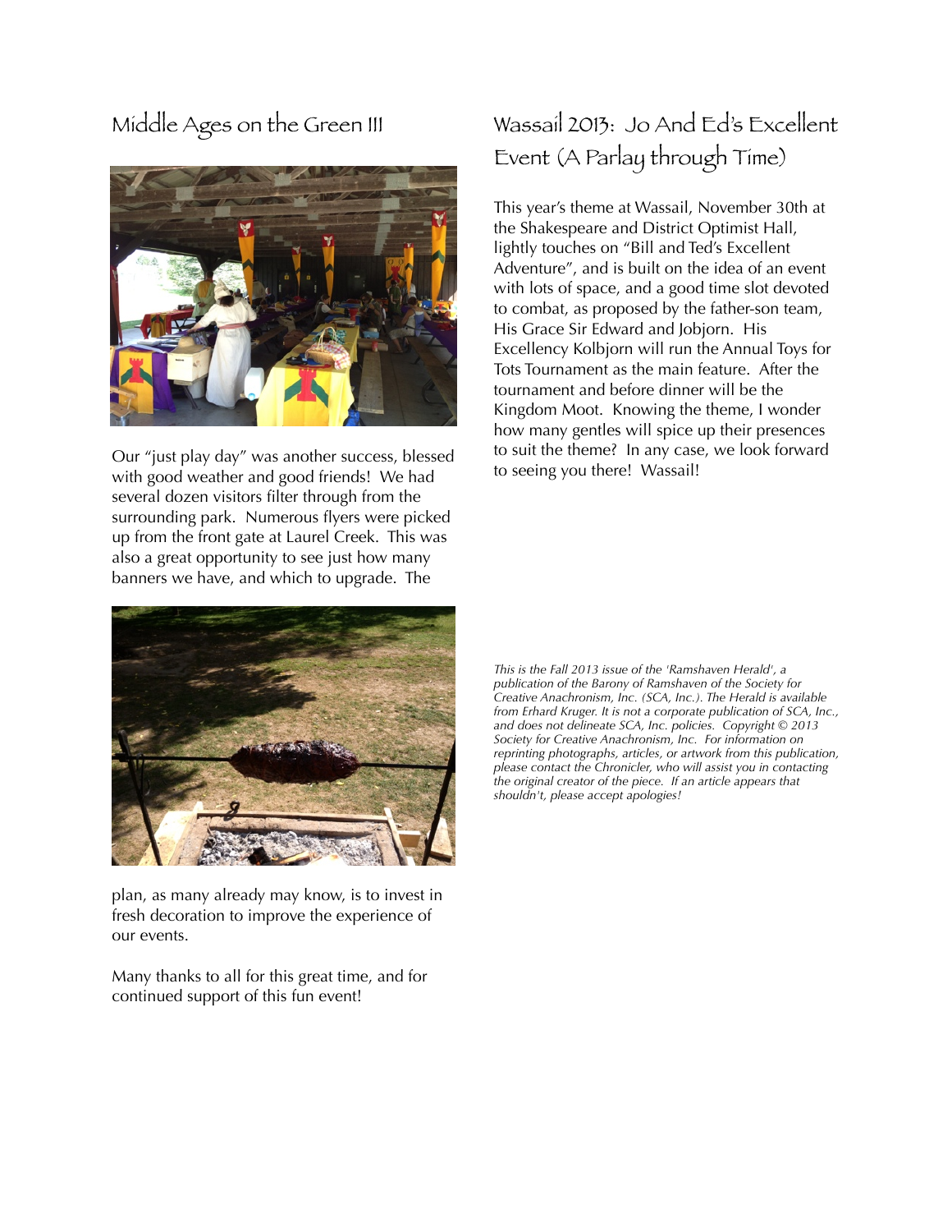## Middle Ages on the Green III

Our "just play day" was another success, blessed with good weather and good friends! We had several dozen visitors filter through from the surrounding park. Numerous flyers were picked up from the front gate at Laurel Creek. This was also a great opportunity to see just how many banners we have, and which to upgrade. The plan, as many already may know, is to invest in fresh decoration to improve the experience of our events.

Many thanks to all for this great time, and for continued support of this fun event!

## Wassail 2013: Jo And Ed's Excellent Event (A Parlay through Time)

This year's theme at Wassail, November 30th at the Shakespeare and District Optimist Hall, lightly touches on "Bill and Ted's Excellent Adventure", and is built on the idea of an event with lots of space, and a good time slot devoted to combat, as proposed by the father-son team, His Grace Sir Edward and Jobjorn. His Excellency Kolbjorn will run the Annual Toys for Tots Tournament as the main feature. After the tournament and before dinner will be the Kingdom Moot. Knowing the theme, I wonder how many gentles will spice up their presences to suit the theme? In any case, we look forward to seeing you there! Wassail!

*This is the Fall 2013 issue of the 'Ramshaven Herald', a publication of the Barony of Ramshaven of the Society for Creative Anachronism, Inc. (SCA, Inc.). The Herald is available from Erhard Kruger. It is not a corporate publication of SCA, Inc., and does not delineate SCA, Inc. policies. Copyright © 2013 Society for Creative Anachronism, Inc. For information on reprinting photographs, articles, or artwork from this publication, please contact the Chronicler, who will assist you in contacting the original creator of the piece. If an article appears that shouldn't, please accept apologies!*